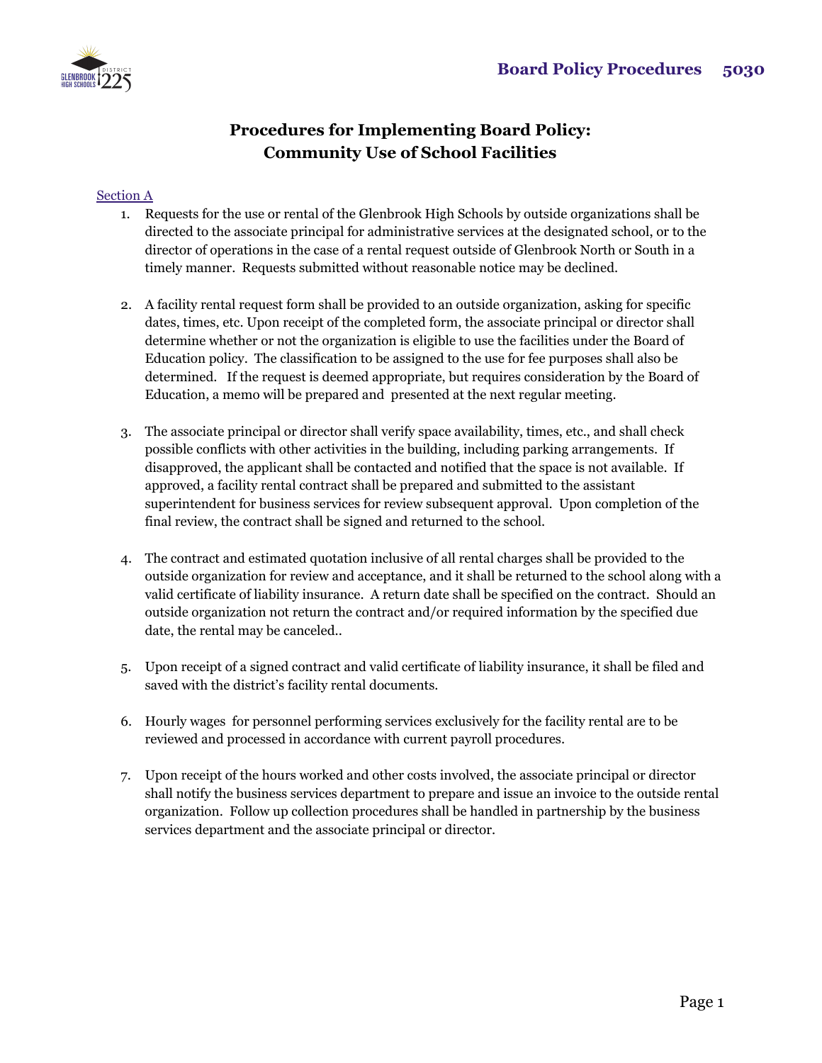# Procedures for Implementing Board Policy: Community Use of School Facilities

Section A

1. Requests for the use or rental of the Glenbrook High Schools by outside organizations shall be directed to the associate principal for administrative services at the designated school, or to the director of operations in the case of a rental request outside of Glenbrook North or South in a timely manner. Requests submitted without reasonable notice may be declined.

2. A facility rental request form shall be provided to an outside organization, asking for specific dates, times, etc. Upon receipt of the completed form, the associate principal or director shall determine whether or not the organization is eligible to use the facilities under the Board of Education policy. The classification to be assigned to the use for fee purposes shall also be determined. If the request is deemed appropriate, but requires consideration by the Board of Education, a memo will be prepared and presented at the next regular meeting.

3. The associate principal or director shall verify space availability, times, etc., and shall check possible conflicts with other activities in the building, including parking arrangements. If disapproved, the applicant shall be contacted and notified that the space is not available. If approved, a facility rental contract shall be prepared and submitted to the assistant superintendent for business services for review subsequent approval. Upon completion of the final review, the contract shall be signed and returned to the school.

4. The contract and estimated quotation inclusive of all rental charges shall be provided to the outside organization for review and acceptance, and it shall be returned to the school along with a valid certificate of liability insurance. A return date shall be specified on the contract. Should an outside organization not return the contract and/or required information by the specified due date, the rental may be canceled..

5. Upon receipt of a signed contract and valid certificate of liability insurance, it shall be filed and saved with the district's facility rental documents.

6. Hourly wages for personnel performing services exclusively for the facility rental are to be reviewed and processed in accordance with current payroll procedures.

7. Upon receipt of the hours worked and other costs involved, the associate principal or director shall notify the business services department to prepare and issue an invoice to the outside rental organization. Follow up collection procedures shall be handled in partnership by the business services department and the associate principal or director.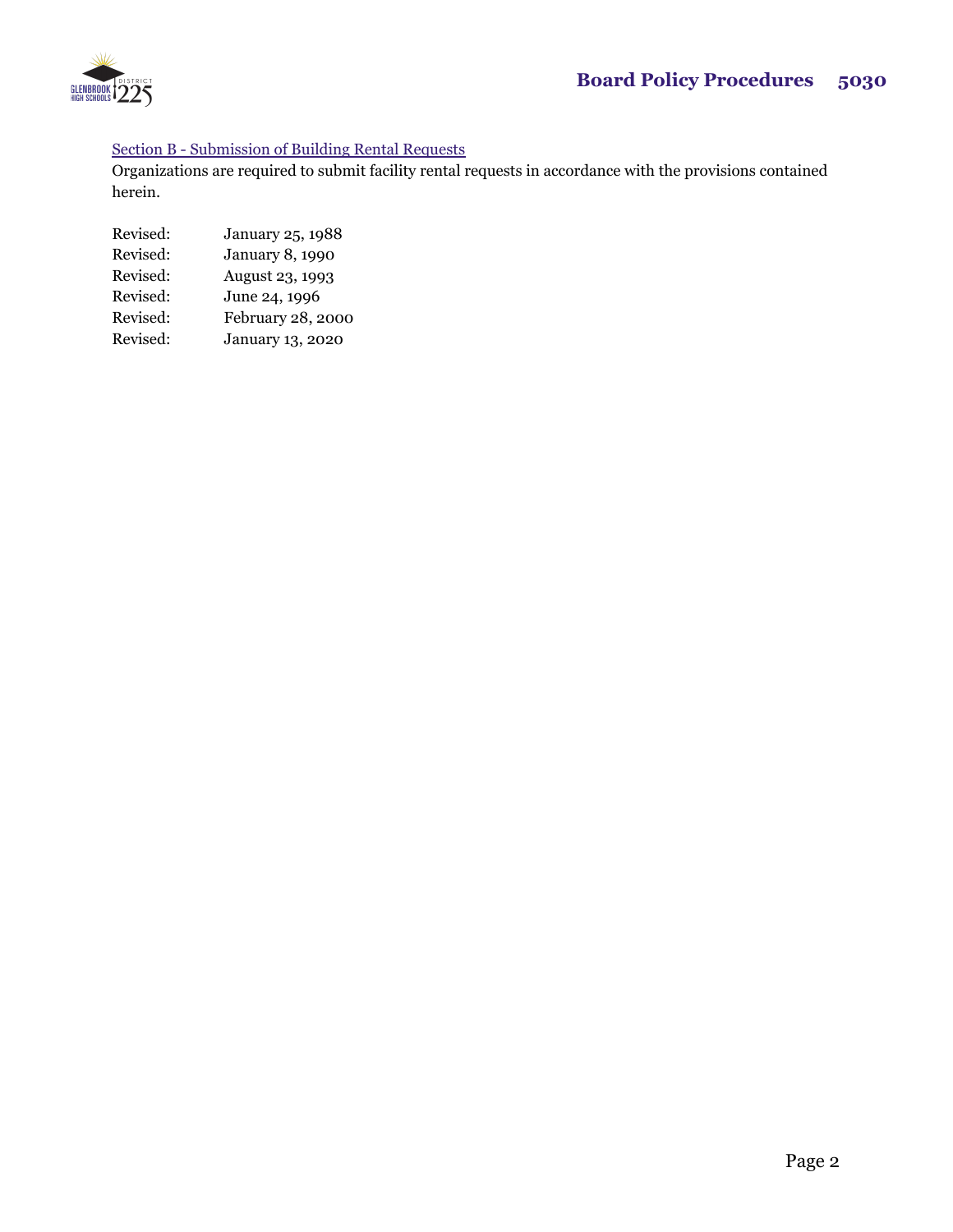Section B - Submission of Building Rental Requests

Organizations are required to submit facility rental requests in accordance with the provisions contained herein.

| | |
|---|---|
| Revised: | January 25, 1988 |
| Revised: | January 8, 1990 |
| Revised: | August 23, 1993 |
| Revised: | June 24, 1996 |
| Revised: | February 28, 2000 |
| Revised: | January 13, 2020 |